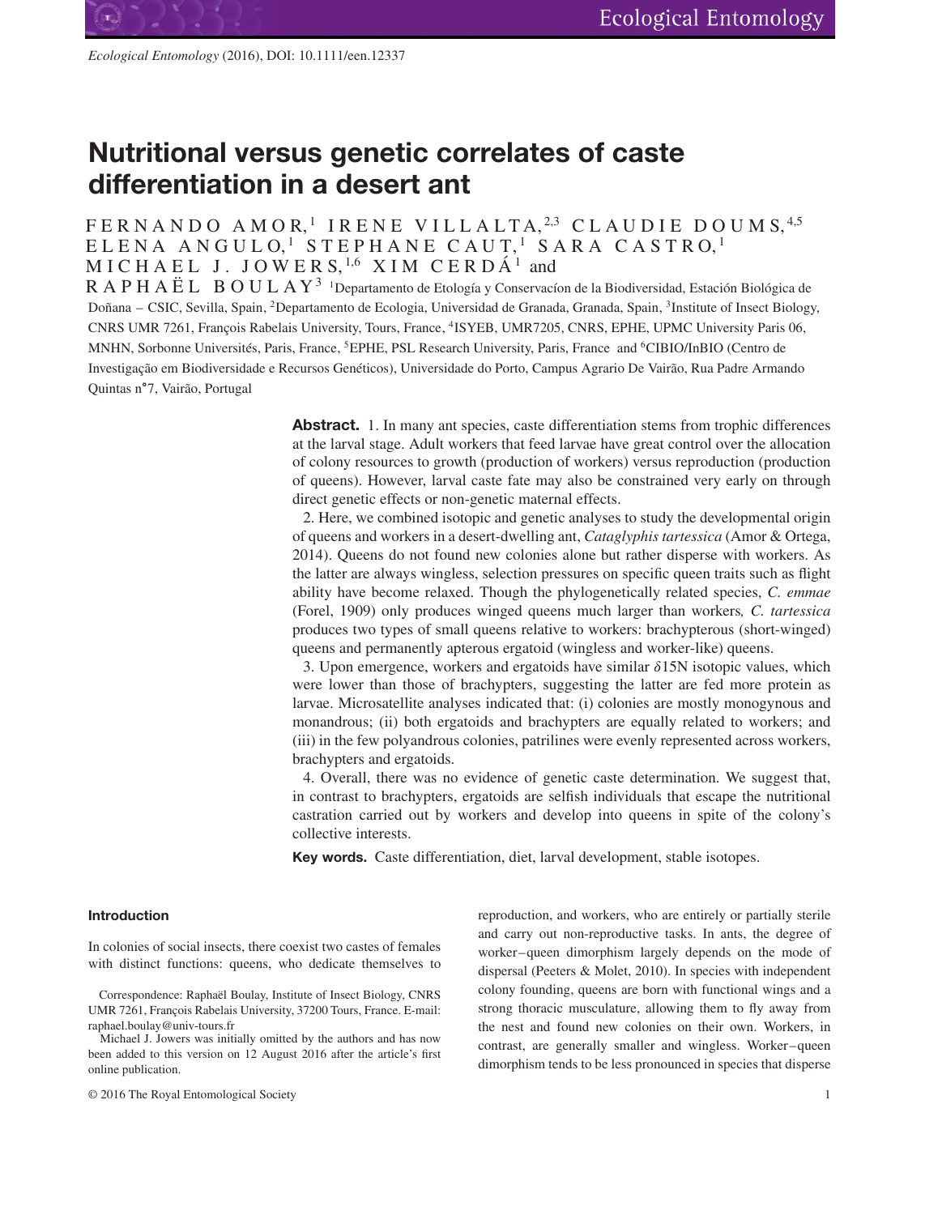# Nutritional versus genetic correlates of caste differentiation in a desert ant

FERNANDO AMOR,[1] IRENE VILLALTA,[2,3] CLAUDIE DOUMS,[4,5] ELENA ANGULO,[1] STEPHANE CAUT,[1] SARA CASTRO,[1] MICHAEL J. JOWERS,[1,6] XIM CERDÁ[1] and RAPHAËL BOULAY[3]

[1]Departamento de Etología y Conservacíon de la Biodiversidad, Estación Biológica de Doñana – CSIC, Sevilla, Spain, [2]Departamento de Ecologia, Universidad de Granada, Granada, Spain, [3]Institute of Insect Biology, CNRS UMR 7261, François Rabelais University, Tours, France, [4]ISYEB, UMR7205, CNRS, EPHE, UPMC University Paris 06, MNHN, Sorbonne Universités, Paris, France, [5]EPHE, PSL Research University, Paris, France and [6]CIBIO/InBIO (Centro de Investigação em Biodiversidade e Recursos Genéticos), Universidade do Porto, Campus Agrario De Vairão, Rua Padre Armando Quintas n°7, Vairão, Portugal

**Abstract.** 1. In many ant species, caste differentiation stems from trophic differences at the larval stage. Adult workers that feed larvae have great control over the allocation of colony resources to growth (production of workers) versus reproduction (production of queens). However, larval caste fate may also be constrained very early on through direct genetic effects or non-genetic maternal effects.

2. Here, we combined isotopic and genetic analyses to study the developmental origin of queens and workers in a desert-dwelling ant, *Cataglyphis tartessica* (Amor & Ortega, 2014). Queens do not found new colonies alone but rather disperse with workers. As the latter are always wingless, selection pressures on specific queen traits such as flight ability have become relaxed. Though the phylogenetically related species, *C. emmae* (Forel, 1909) only produces winged queens much larger than workers, *C. tartessica* produces two types of small queens relative to workers: brachypterous (short-winged) queens and permanently apterous ergatoid (wingless and worker-like) queens.

3. Upon emergence, workers and ergatoids have similar $\delta$15N isotopic values, which were lower than those of brachypters, suggesting the latter are fed more protein as larvae. Microsatellite analyses indicated that: (i) colonies are mostly monogynous and monandrous; (ii) both ergatoids and brachypters are equally related to workers; and (iii) in the few polyandrous colonies, patrilines were evenly represented across workers, brachypters and ergatoids.

4. Overall, there was no evidence of genetic caste determination. We suggest that, in contrast to brachypters, ergatoids are selfish individuals that escape the nutritional castration carried out by workers and develop into queens in spite of the colony's collective interests.

**Key words.** Caste differentiation, diet, larval development, stable isotopes.

## Introduction

In colonies of social insects, there coexist two castes of females with distinct functions: queens, who dedicate themselves to reproduction, and workers, who are entirely or partially sterile and carry out non-reproductive tasks. In ants, the degree of worker–queen dimorphism largely depends on the mode of dispersal (Peeters & Molet, 2010). In species with independent colony founding, queens are born with functional wings and a strong thoracic musculature, allowing them to fly away from the nest and found new colonies on their own. Workers, in contrast, are generally smaller and wingless. Worker–queen dimorphism tends to be less pronounced in species that disperse

Correspondence: Raphaël Boulay, Institute of Insect Biology, CNRS UMR 7261, François Rabelais University, 37200 Tours, France. E-mail: raphael.boulay@univ-tours.fr

Michael J. Jowers was initially omitted by the authors and has now been added to this version on 12 August 2016 after the article's first online publication.

© 2016 The Royal Entomological Society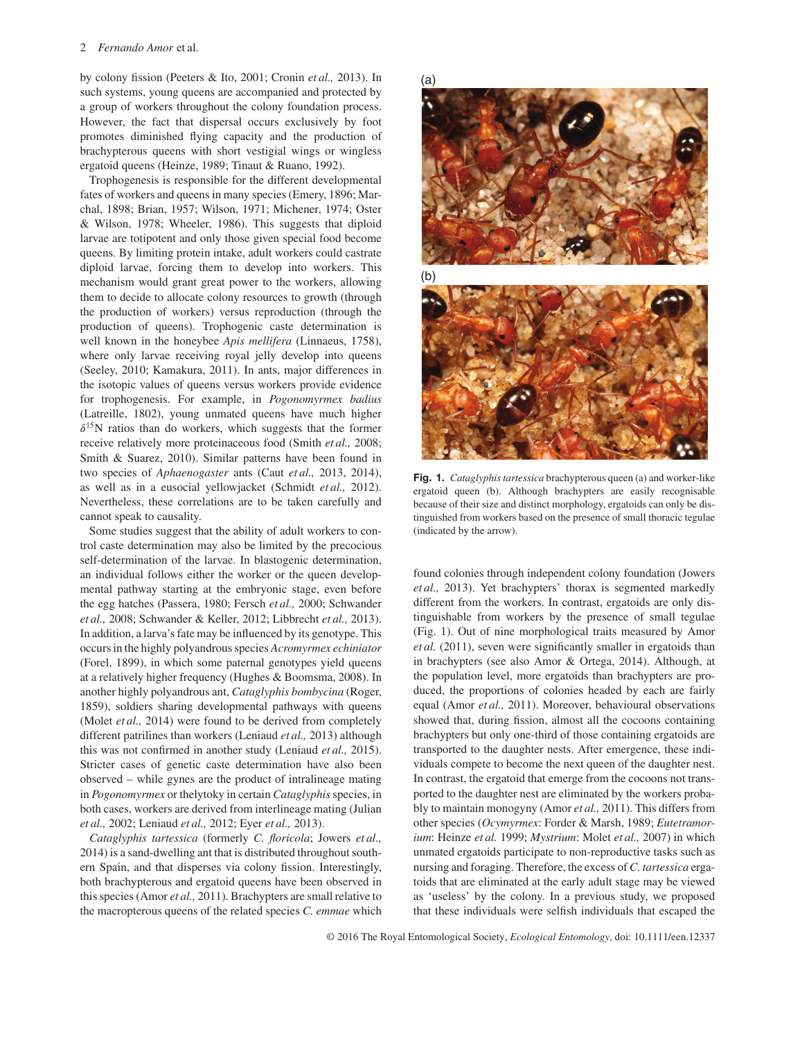by colony fission (Peeters & Ito, 2001; Cronin *et al.,* 2013). In such systems, young queens are accompanied and protected by a group of workers throughout the colony foundation process. However, the fact that dispersal occurs exclusively by foot promotes diminished flying capacity and the production of brachypterous queens with short vestigial wings or wingless ergatoid queens (Heinze, 1989; Tinaut & Ruano, 1992).

Trophogenesis is responsible for the different developmental fates of workers and queens in many species (Emery, 1896; Marchal, 1898; Brian, 1957; Wilson, 1971; Michener, 1974; Oster & Wilson, 1978; Wheeler, 1986). This suggests that diploid larvae are totipotent and only those given special food become queens. By limiting protein intake, adult workers could castrate diploid larvae, forcing them to develop into workers. This mechanism would grant great power to the workers, allowing them to decide to allocate colony resources to growth (through the production of workers) versus reproduction (through the production of queens). Trophogenic caste determination is well known in the honeybee *Apis mellifera* (Linnaeus, 1758), where only larvae receiving royal jelly develop into queens (Seeley, 2010; Kamakura, 2011). In ants, major differences in the isotopic values of queens versus workers provide evidence for trophogenesis. For example, in *Pogonomyrmex badius* (Latreille, 1802), young unmated queens have much higher $\delta^{15}$N ratios than do workers, which suggests that the former receive relatively more proteinaceous food (Smith *et al.,* 2008; Smith & Suarez, 2010). Similar patterns have been found in two species of *Aphaenogaster* ants (Caut *et al.,* 2013, 2014), as well as in a eusocial yellowjacket (Schmidt *et al.,* 2012). Nevertheless, these correlations are to be taken carefully and cannot speak to causality.

Some studies suggest that the ability of adult workers to control caste determination may also be limited by the precocious self-determination of the larvae. In blastogenic determination, an individual follows either the worker or the queen developmental pathway starting at the embryonic stage, even before the egg hatches (Passera, 1980; Fersch *et al.,* 2000; Schwander *et al.,* 2008; Schwander & Keller, 2012; Libbrecht *et al.,* 2013). In addition, a larva's fate may be influenced by its genotype. This occurs in the highly polyandrous species *Acromyrmex echiniator* (Forel, 1899), in which some paternal genotypes yield queens at a relatively higher frequency (Hughes & Boomsma, 2008). In another highly polyandrous ant, *Cataglyphis bombycina* (Roger, 1859), soldiers sharing developmental pathways with queens (Molet *et al.,* 2014) were found to be derived from completely different patrilines than workers (Leniaud *et al.,* 2013) although this was not confirmed in another study (Leniaud *et al.,* 2015). Stricter cases of genetic caste determination have also been observed – while gynes are the product of intralineage mating in *Pogonomyrmex* or thelytoky in certain *Cataglyphis* species, in both cases, workers are derived from interlineage mating (Julian *et al.,* 2002; Leniaud *et al.,* 2012; Eyer *et al.,* 2013).

*Cataglyphis tartessica* (formerly *C. floricola*; Jowers *et al.,* 2014) is a sand-dwelling ant that is distributed throughout southern Spain, and that disperses via colony fission. Interestingly, both brachypterous and ergatoid queens have been observed in this species (Amor *et al.,* 2011). Brachypters are small relative to the macropterous queens of the related species *C. emmae* which found colonies through independent colony foundation (Jowers *et al.,* 2013). Yet brachypters' thorax is segmented markedly different from the workers. In contrast, ergatoids are only distinguishable from workers by the presence of small tegulae (Fig. 1). Out of nine morphological traits measured by Amor *et al.* (2011), seven were significantly smaller in ergatoids than in brachypters (see also Amor & Ortega, 2014). Although, at the population level, more ergatoids than brachypters are produced, the proportions of colonies headed by each are fairly equal (Amor *et al.,* 2011). Moreover, behavioural observations showed that, during fission, almost all the cocoons containing brachypters but only one-third of those containing ergatoids are transported to the daughter nests. After emergence, these individuals compete to become the next queen of the daughter nest. In contrast, the ergatoid that emerge from the cocoons not transported to the daughter nest are eliminated by the workers probably to maintain monogyny (Amor *et al.,* 2011). This differs from other species (*Ocymyrmex*: Forder & Marsh, 1989; *Eutetramorium*: Heinze *et al.* 1999; *Mystrium*: Molet *et al.,* 2007) in which unmated ergatoids participate to non-reproductive tasks such as nursing and foraging. Therefore, the excess of *C. tartessica* ergatoids that are eliminated at the early adult stage may be viewed as 'useless' by the colony. In a previous study, we proposed that these individuals were selfish individuals that escaped the

**Fig. 1.** *Cataglyphis tartessica* brachypterous queen (a) and worker-like ergatoid queen (b). Although brachypters are easily recognisable because of their size and distinct morphology, ergatoids can only be distinguished from workers based on the presence of small thoracic tegulae (indicated by the arrow).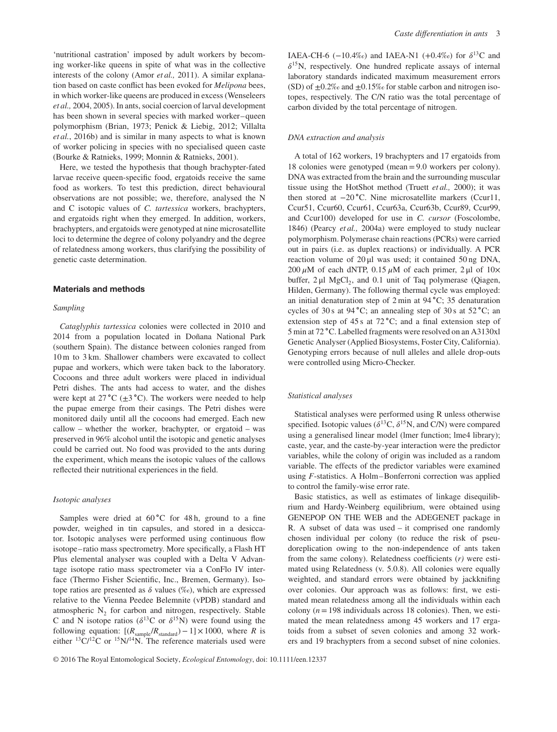'nutritional castration' imposed by adult workers by becoming worker-like queens in spite of what was in the collective interests of the colony (Amor *et al.,* 2011). A similar explanation based on caste conflict has been evoked for *Melipona* bees, in which worker-like queens are produced in excess (Wenseleers *et al.,* 2004, 2005). In ants, social coercion of larval development has been shown in several species with marked worker–queen polymorphism (Brian, 1973; Penick & Liebig, 2012; Villalta *et al.*, 2016b) and is similar in many aspects to what is known of worker policing in species with no specialised queen caste (Bourke & Ratnieks, 1999; Monnin & Ratnieks, 2001).

Here, we tested the hypothesis that though brachypter-fated larvae receive queen-specific food, ergatoids receive the same food as workers. To test this prediction, direct behavioural observations are not possible; we, therefore, analysed the N and C isotopic values of *C. tartessica* workers, brachypters, and ergatoids right when they emerged. In addition, workers, brachypters, and ergatoids were genotyped at nine microsatellite loci to determine the degree of colony polyandry and the degree of relatedness among workers, thus clarifying the possibility of genetic caste determination.

## Materials and methods

### *Sampling*

*Cataglyphis tartessica* colonies were collected in 2010 and 2014 from a population located in Doñana National Park (southern Spain). The distance between colonies ranged from 10 m to 3 km. Shallower chambers were excavated to collect pupae and workers, which were taken back to the laboratory. Cocoons and three adult workers were placed in individual Petri dishes. The ants had access to water, and the dishes were kept at 27 °C (±3 °C). The workers were needed to help the pupae emerge from their casings. The Petri dishes were monitored daily until all the cocoons had emerged. Each new callow – whether the worker, brachypter, or ergatoid – was preserved in 96% alcohol until the isotopic and genetic analyses could be carried out. No food was provided to the ants during the experiment, which means the isotopic values of the callows reflected their nutritional experiences in the field.

### *Isotopic analyses*

Samples were dried at 60 °C for 48 h, ground to a fine powder, weighed in tin capsules, and stored in a desiccator. Isotopic analyses were performed using continuous flow isotope–ratio mass spectrometry. More specifically, a Flash HT Plus elemental analyser was coupled with a Delta V Advantage isotope ratio mass spectrometer via a ConFlo IV interface (Thermo Fisher Scientific, Inc., Bremen, Germany). Isotope ratios are presented as $\delta$ values (‰), which are expressed relative to the Vienna Peedee Belemnite (vPDB) standard and atmospheric $N_2$ for carbon and nitrogen, respectively. Stable C and N isotope ratios ($\delta^{13}C$ or $\delta^{15}N$) were found using the following equation: $[(R_{sample}/R_{standard}) - 1] \times 1000$, where $R$ is either $^{13}C/^{12}C$ or $^{15}N/^{14}N$. The reference materials used were IAEA-CH-6 (−10.4‰) and IAEA-N1 (+0.4‰) for $\delta^{13}C$ and $\delta^{15}N$, respectively. One hundred replicate assays of internal laboratory standards indicated maximum measurement errors (SD) of ±0.2‰ and ±0.15‰ for stable carbon and nitrogen isotopes, respectively. The C/N ratio was the total percentage of carbon divided by the total percentage of nitrogen.

### *DNA extraction and analysis*

A total of 162 workers, 19 brachypters and 17 ergatoids from 18 colonies were genotyped (mean = 9.0 workers per colony). DNA was extracted from the brain and the surrounding muscular tissue using the HotShot method (Truett *et al.,* 2000); it was then stored at −20 °C. Nine microsatellite markers (Ccur11, Ccur51, Ccur60, Ccur61, Ccur63a, Ccur63b, Ccur89, Ccur99, and Ccur100) developed for use in *C. cursor* (Foscolombe, 1846) (Pearcy *et al.,* 2004a) were employed to study nuclear polymorphism. Polymerase chain reactions (PCRs) were carried out in pairs (i.e. as duplex reactions) or individually. A PCR reaction volume of 20 μl was used; it contained 50 ng DNA, 200 $\mu$M of each dNTP, 0.15 $\mu$M of each primer, 2 μl of 10× buffer, 2 μl $MgCl_2$, and 0.1 unit of Taq polymerase (Qiagen, Hilden, Germany). The following thermal cycle was employed: an initial denaturation step of 2 min at 94 °C; 35 denaturation cycles of 30 s at 94 °C; an annealing step of 30 s at 52 °C; an extension step of 45 s at 72 °C; and a final extension step of 5 min at 72 °C. Labelled fragments were resolved on an A3130xl Genetic Analyser (Applied Biosystems, Foster City, California). Genotyping errors because of null alleles and allele drop-outs were controlled using Micro-Checker.

### *Statistical analyses*

Statistical analyses were performed using R unless otherwise specified. Isotopic values ($\delta^{13}C$, $\delta^{15}N$, and C/N) were compared using a generalised linear model (lmer function; lme4 library); caste, year, and the caste-by-year interaction were the predictor variables, while the colony of origin was included as a random variable. The effects of the predictor variables were examined using $F$-statistics. A Holm–Bonferroni correction was applied to control the family-wise error rate.

Basic statistics, as well as estimates of linkage disequilibrium and Hardy-Weinberg equilibrium, were obtained using GENEPOP ON THE WEB and the ADEGENET package in R. A subset of data was used – it comprised one randomly chosen individual per colony (to reduce the risk of pseudoreplication owing to the non-independence of ants taken from the same colony). Relatedness coefficients ($r$) were estimated using Relatedness (v. 5.0.8). All colonies were equally weighted, and standard errors were obtained by jackknifing over colonies. Our approach was as follows: first, we estimated mean relatedness among all the individuals within each colony ($n$ = 198 individuals across 18 colonies). Then, we estimated the mean relatedness among 45 workers and 17 ergatoids from a subset of seven colonies and among 32 workers and 19 brachypters from a second subset of nine colonies.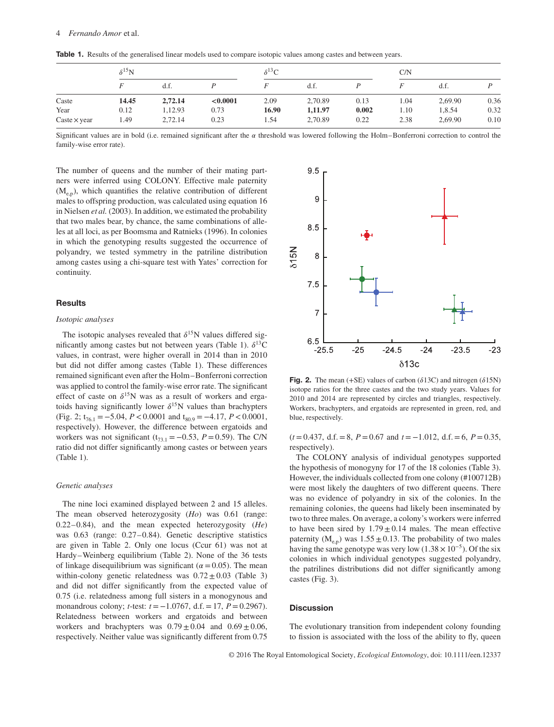**Table 1.** Results of the generalised linear models used to compare isotopic values among castes and between years.

| | $\delta^{15}$N | | | $\delta^{13}$C | | | C/N | | |
|---|---|---|---|---|---|---|---|---|---|
| | *F* | d.f. | *P* | *F* | d.f. | *P* | *F* | d.f. | *P* |
| Caste | **14.45** | **2,72.14** | **<0.0001** | 2.09 | 2,70.89 | 0.13 | 1.04 | 2,69.90 | 0.36 |
| Year | 0.12 | 1,12.93 | 0.73 | **16.90** | **1,11.97** | **0.002** | 1.10 | 1,8.54 | 0.32 |
| Caste × year | 1.49 | 2,72.14 | 0.23 | 1.54 | 2,70.89 | 0.22 | 2.38 | 2,69.90 | 0.10 |

Significant values are in bold (i.e. remained significant after the $\alpha$ threshold was lowered following the Holm–Bonferroni correction to control the family-wise error rate).

The number of queens and the number of their mating partners were inferred using COLONY. Effective male paternity ($M_{e,p}$), which quantifies the relative contribution of different males to offspring production, was calculated using equation 16 in Nielsen *et al.* (2003). In addition, we estimated the probability that two males bear, by chance, the same combinations of alleles at all loci, as per Boomsma and Ratnieks (1996). In colonies in which the genotyping results suggested the occurrence of polyandry, we tested symmetry in the patriline distribution among castes using a chi-square test with Yates' correction for continuity.

## Results

### *Isotopic analyses*

The isotopic analyses revealed that $\delta^{15}$N values differed significantly among castes but not between years (Table 1). $\delta^{13}$C values, in contrast, were higher overall in 2014 than in 2010 but did not differ among castes (Table 1). These differences remained significant even after the Holm–Bonferroni correction was applied to control the family-wise error rate. The significant effect of caste on $\delta^{15}$N was as a result of workers and ergatoids having significantly lower $\delta^{15}$N values than brachypters (Fig. 2; $t_{76.1} = -5.04$, $P < 0.0001$ and $t_{80.9} = -4.17$, $P < 0.0001$, respectively). However, the difference between ergatoids and workers was not significant ($t_{73.1} = -0.53$, $P = 0.59$). The C/N ratio did not differ significantly among castes or between years (Table 1).

### *Genetic analyses*

The nine loci examined displayed between 2 and 15 alleles. The mean observed heterozygosity (*Ho*) was 0.61 (range: 0.22–0.84), and the mean expected heterozygosity (*He*) was 0.63 (range: 0.27–0.84). Genetic descriptive statistics are given in Table 2. Only one locus (Ccur 61) was not at Hardy–Weinberg equilibrium (Table 2). None of the 36 tests of linkage disequilibrium was significant ($\alpha = 0.05$). The mean within-colony genetic relatedness was $0.72 \pm 0.03$ (Table 3) and did not differ significantly from the expected value of 0.75 (i.e. relatedness among full sisters in a monogynous and monandrous colony; *t*-test: $t = -1.0767$, d.f. = 17, $P = 0.2967$). Relatedness between workers and ergatoids and between workers and brachypters was $0.79 \pm 0.04$ and $0.69 \pm 0.06$, respectively. Neither value was significantly different from 0.75

**Fig. 2.** The mean (+SE) values of carbon ($\delta$13C) and nitrogen ($\delta$15N) isotope ratios for the three castes and the two study years. Values for 2010 and 2014 are represented by circles and triangles, respectively. Workers, brachypters, and ergatoids are represented in green, red, and blue, respectively.

($t = 0.437$, d.f. = 8, $P = 0.67$ and $t = -1.012$, d.f. = 6, $P = 0.35$, respectively).

The COLONY analysis of individual genotypes supported the hypothesis of monogyny for 17 of the 18 colonies (Table 3). However, the individuals collected from one colony (#100712B) were most likely the daughters of two different queens. There was no evidence of polyandry in six of the colonies. In the remaining colonies, the queens had likely been inseminated by two to three males. On average, a colony's workers were inferred to have been sired by $1.79 \pm 0.14$ males. The mean effective paternity ($M_{e,p}$) was $1.55 \pm 0.13$. The probability of two males having the same genotype was very low ($1.38 \times 10^{-5}$). Of the six colonies in which individual genotypes suggested polyandry, the patrilines distributions did not differ significantly among castes (Fig. 3).

## Discussion

The evolutionary transition from independent colony founding to fission is associated with the loss of the ability to fly, queen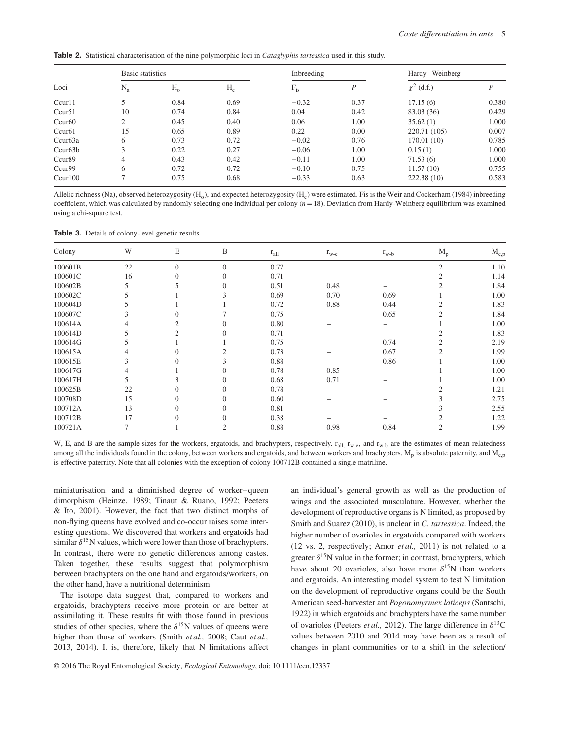**Table 2.** Statistical characterisation of the nine polymorphic loci in *Cataglyphis tartessica* used in this study.

| Loci | Basic statistics | | | Inbreeding | | Hardy–Weinberg | |
|---|---|---|---|---|---|---|---|
| | $N_a$ | $H_o$ | $H_e$ | $F_{is}$ | $P$ | $\chi^2$ (d.f.) | $P$ |
| Ccur11 | 5 | 0.84 | 0.69 | −0.32 | 0.37 | 17.15 (6) | 0.380 |
| Ccur51 | 10 | 0.74 | 0.84 | 0.04 | 0.42 | 83.03 (36) | 0.429 |
| Ccur60 | 2 | 0.45 | 0.40 | 0.06 | 1.00 | 35.62 (1) | 1.000 |
| Ccur61 | 15 | 0.65 | 0.89 | 0.22 | 0.00 | 220.71 (105) | 0.007 |
| Ccur63a | 6 | 0.73 | 0.72 | −0.02 | 0.76 | 170.01 (10) | 0.785 |
| Ccur63b | 3 | 0.22 | 0.27 | −0.06 | 1.00 | 0.15 (1) | 1.000 |
| Ccur89 | 4 | 0.43 | 0.42 | −0.11 | 1.00 | 71.53 (6) | 1.000 |
| Ccur99 | 6 | 0.72 | 0.72 | −0.10 | 0.75 | 11.57 (10) | 0.755 |
| Ccur100 | 7 | 0.75 | 0.68 | −0.33 | 0.63 | 222.38 (10) | 0.583 |

Allelic richness (Na), observed heterozygosity ($H_o$), and expected heterozygosity ($H_e$) were estimated. Fis is the Weir and Cockerham (1984) inbreeding coefficient, which was calculated by randomly selecting one individual per colony ($n = 18$). Deviation from Hardy-Weinberg equilibrium was examined using a chi-square test.

**Table 3.** Details of colony-level genetic results

| Colony | W | E | B | $r_{all}$ | $r_{w-e}$ | $r_{w-b}$ | $M_p$ | $M_{e,p}$ |
|---|---|---|---|---|---|---|---|---|
| 100601B | 22 | 0 | 0 | 0.77 | – | – | 2 | 1.10 |
| 100601C | 16 | 0 | 0 | 0.71 | – | – | 2 | 1.14 |
| 100602B | 5 | 5 | 0 | 0.51 | 0.48 | – | 2 | 1.84 |
| 100602C | 5 | 1 | 3 | 0.69 | 0.70 | 0.69 | 1 | 1.00 |
| 100604D | 5 | 1 | 1 | 0.72 | 0.88 | 0.44 | 2 | 1.83 |
| 100607C | 3 | 0 | 7 | 0.75 | – | 0.65 | 2 | 1.84 |
| 100614A | 4 | 2 | 0 | 0.80 | – | – | 1 | 1.00 |
| 100614D | 5 | 2 | 0 | 0.71 | – | – | 2 | 1.83 |
| 100614G | 5 | 1 | 1 | 0.75 | – | 0.74 | 2 | 2.19 |
| 100615A | 4 | 0 | 2 | 0.73 | – | 0.67 | 2 | 1.99 |
| 100615E | 3 | 0 | 3 | 0.88 | – | 0.86 | 1 | 1.00 |
| 100617G | 4 | 1 | 0 | 0.78 | 0.85 | – | 1 | 1.00 |
| 100617H | 5 | 3 | 0 | 0.68 | 0.71 | – | 1 | 1.00 |
| 100625B | 22 | 0 | 0 | 0.78 | – | – | 2 | 1.21 |
| 100708D | 15 | 0 | 0 | 0.60 | – | – | 3 | 2.75 |
| 100712A | 13 | 0 | 0 | 0.81 | – | – | 3 | 2.55 |
| 100712B | 17 | 0 | 0 | 0.38 | – | – | 2 | 1.22 |
| 100721A | 7 | 1 | 2 | 0.88 | 0.98 | 0.84 | 2 | 1.99 |

W, E, and B are the sample sizes for the workers, ergatoids, and brachypters, respectively. $r_{all}$, $r_{w-e}$, and $r_{w-b}$ are the estimates of mean relatedness among all the individuals found in the colony, between workers and ergatoids, and between workers and brachypters. $M_p$ is absolute paternity, and $M_{e,p}$ is effective paternity. Note that all colonies with the exception of colony 100712B contained a single matriline.

miniaturisation, and a diminished degree of worker–queen dimorphism (Heinze, 1989; Tinaut & Ruano, 1992; Peeters & Ito, 2001). However, the fact that two distinct morphs of non-flying queens have evolved and co-occur raises some interesting questions. We discovered that workers and ergatoids had similar $\delta^{15}$N values, which were lower than those of brachypters. In contrast, there were no genetic differences among castes. Taken together, these results suggest that polymorphism between brachypters on the one hand and ergatoids/workers, on the other hand, have a nutritional determinism.

The isotope data suggest that, compared to workers and ergatoids, brachypters receive more protein or are better at assimilating it. These results fit with those found in previous studies of other species, where the $\delta^{15}$N values of queens were higher than those of workers (Smith *et al.,* 2008; Caut *et al.,* 2013, 2014). It is, therefore, likely that N limitations affect an individual's general growth as well as the production of wings and the associated musculature. However, whether the development of reproductive organs is N limited, as proposed by Smith and Suarez (2010), is unclear in *C. tartessica*. Indeed, the higher number of ovarioles in ergatoids compared with workers (12 vs. 2, respectively; Amor *et al.,* 2011) is not related to a greater $\delta^{15}$N value in the former; in contrast, brachypters, which have about 20 ovarioles, also have more $\delta^{15}$N than workers and ergatoids. An interesting model system to test N limitation on the development of reproductive organs could be the South American seed-harvester ant *Pogonomyrmex laticeps* (Santschi, 1922) in which ergatoids and brachypters have the same number of ovarioles (Peeters *et al.,* 2012). The large difference in $\delta^{13}$C values between 2010 and 2014 may have been as a result of changes in plant communities or to a shift in the selection/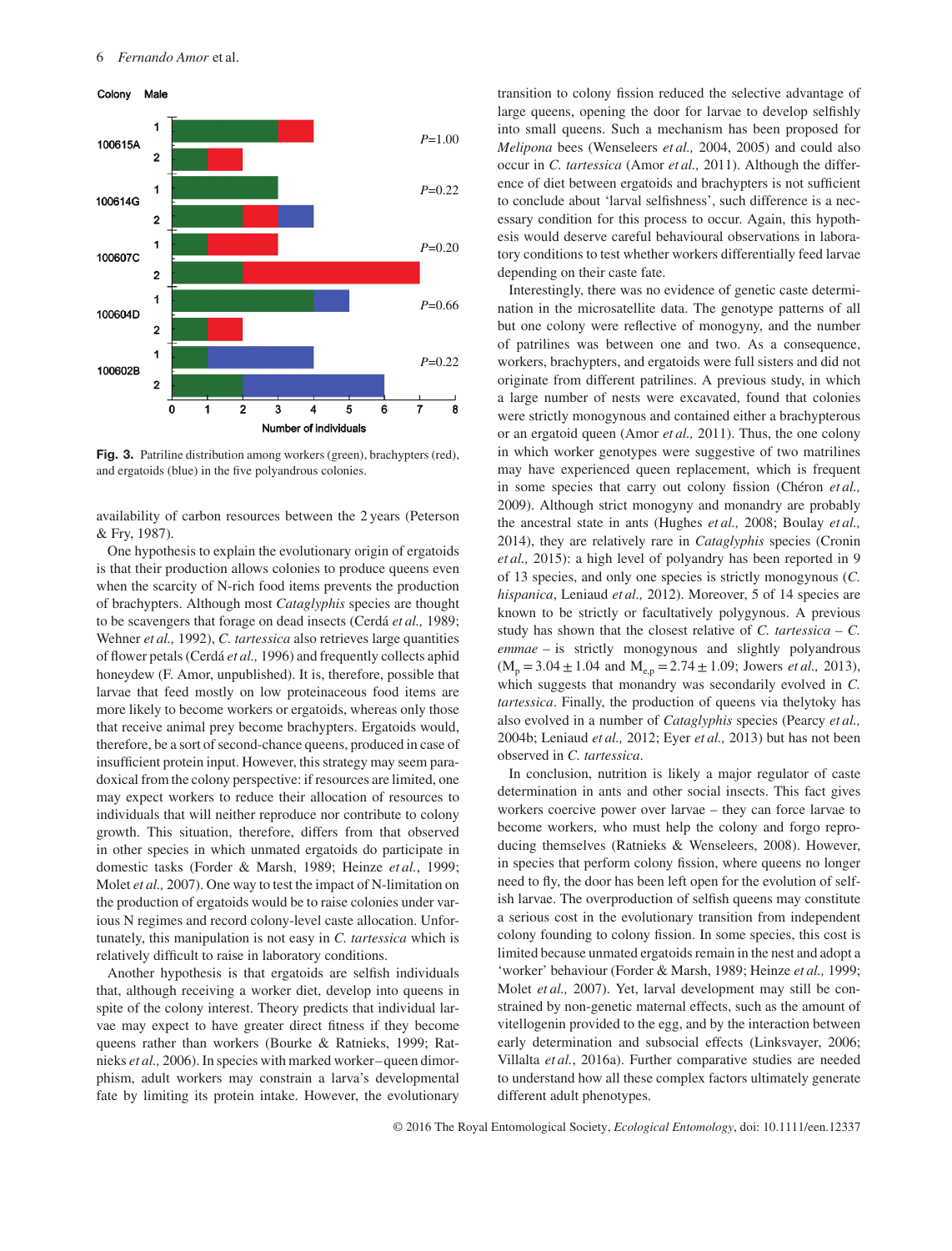**Fig. 3.** Patriline distribution among workers (green), brachypters (red), and ergatoids (blue) in the five polyandrous colonies.

availability of carbon resources between the 2 years (Peterson & Fry, 1987).

One hypothesis to explain the evolutionary origin of ergatoids is that their production allows colonies to produce queens even when the scarcity of N-rich food items prevents the production of brachypters. Although most *Cataglyphis* species are thought to be scavengers that forage on dead insects (Cerdá *et al.,* 1989; Wehner *et al.,* 1992), *C. tartessica* also retrieves large quantities of flower petals (Cerdá *et al.,* 1996) and frequently collects aphid honeydew (F. Amor, unpublished). It is, therefore, possible that larvae that feed mostly on low proteinaceous food items are more likely to become workers or ergatoids, whereas only those that receive animal prey become brachypters. Ergatoids would, therefore, be a sort of second-chance queens, produced in case of insufficient protein input. However, this strategy may seem paradoxical from the colony perspective: if resources are limited, one may expect workers to reduce their allocation of resources to individuals that will neither reproduce nor contribute to colony growth. This situation, therefore, differs from that observed in other species in which unmated ergatoids do participate in domestic tasks (Forder & Marsh, 1989; Heinze *et al.,* 1999; Molet *et al.,* 2007). One way to test the impact of N-limitation on the production of ergatoids would be to raise colonies under various N regimes and record colony-level caste allocation. Unfortunately, this manipulation is not easy in *C. tartessica* which is relatively difficult to raise in laboratory conditions.

Another hypothesis is that ergatoids are selfish individuals that, although receiving a worker diet, develop into queens in spite of the colony interest. Theory predicts that individual larvae may expect to have greater direct fitness if they become queens rather than workers (Bourke & Ratnieks, 1999; Ratnieks *et al.,* 2006). In species with marked worker–queen dimorphism, adult workers may constrain a larva's developmental fate by limiting its protein intake. However, the evolutionary transition to colony fission reduced the selective advantage of large queens, opening the door for larvae to develop selfishly into small queens. Such a mechanism has been proposed for *Melipona* bees (Wenseleers *et al.,* 2004, 2005) and could also occur in *C. tartessica* (Amor *et al.,* 2011). Although the difference of diet between ergatoids and brachypters is not sufficient to conclude about 'larval selfishness', such difference is a necessary condition for this process to occur. Again, this hypothesis would deserve careful behavioural observations in laboratory conditions to test whether workers differentially feed larvae depending on their caste fate.

Interestingly, there was no evidence of genetic caste determination in the microsatellite data. The genotype patterns of all but one colony were reflective of monogyny, and the number of patrilines was between one and two. As a consequence, workers, brachypters, and ergatoids were full sisters and did not originate from different patrilines. A previous study, in which a large number of nests were excavated, found that colonies were strictly monogynous and contained either a brachypterous or an ergatoid queen (Amor *et al.,* 2011). Thus, the one colony in which worker genotypes were suggestive of two matrilines may have experienced queen replacement, which is frequent in some species that carry out colony fission (Chéron *et al.,* 2009). Although strict monogyny and monandry are probably the ancestral state in ants (Hughes *et al.,* 2008; Boulay *et al.,* 2014), they are relatively rare in *Cataglyphis* species (Cronin *et al.,* 2015): a high level of polyandry has been reported in 9 of 13 species, and only one species is strictly monogynous (*C. hispanica*, Leniaud *et al.,* 2012). Moreover, 5 of 14 species are known to be strictly or facultatively polygynous. A previous study has shown that the closest relative of *C. tartessica* – *C. emmae* – is strictly monogynous and slightly polyandrous ($M_p = 3.04 \pm 1.04$ and $M_{e,p} = 2.74 \pm 1.09$; Jowers *et al.,* 2013), which suggests that monandry was secondarily evolved in *C. tartessica*. Finally, the production of queens via thelytoky has also evolved in a number of *Cataglyphis* species (Pearcy *et al.,* 2004b; Leniaud *et al.,* 2012; Eyer *et al.,* 2013) but has not been observed in *C. tartessica*.

In conclusion, nutrition is likely a major regulator of caste determination in ants and other social insects. This fact gives workers coercive power over larvae – they can force larvae to become workers, who must help the colony and forgo reproducing themselves (Ratnieks & Wenseleers, 2008). However, in species that perform colony fission, where queens no longer need to fly, the door has been left open for the evolution of selfish larvae. The overproduction of selfish queens may constitute a serious cost in the evolutionary transition from independent colony founding to colony fission. In some species, this cost is limited because unmated ergatoids remain in the nest and adopt a 'worker' behaviour (Forder & Marsh, 1989; Heinze *et al.,* 1999; Molet *et al.,* 2007). Yet, larval development may still be constrained by non-genetic maternal effects, such as the amount of vitellogenin provided to the egg, and by the interaction between early determination and subsocial effects (Linksvayer, 2006; Villalta *et al.,* 2016a). Further comparative studies are needed to understand how all these complex factors ultimately generate different adult phenotypes.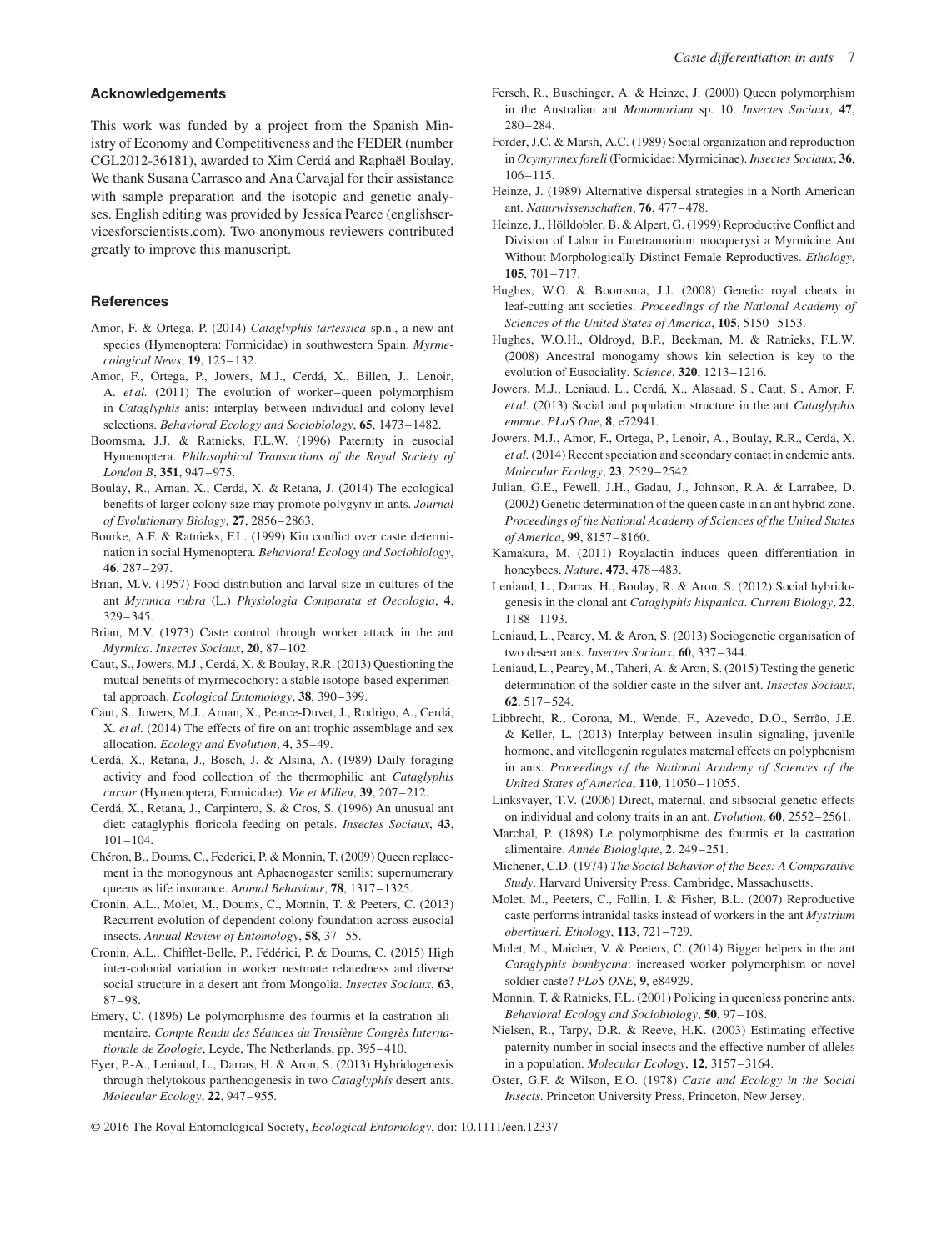## Acknowledgements

This work was funded by a project from the Spanish Ministry of Economy and Competitiveness and the FEDER (number CGL2012-36181), awarded to Xim Cerdá and Raphaël Boulay. We thank Susana Carrasco and Ana Carvajal for their assistance with sample preparation and the isotopic and genetic analyses. English editing was provided by Jessica Pearce (englishservicesforscientists.com). Two anonymous reviewers contributed greatly to improve this manuscript.

## References

Amor, F. & Ortega, P. (2014) *Cataglyphis tartessica* sp.n., a new ant species (Hymenoptera: Formicidae) in southwestern Spain. *Myrmecological News*, **19**, 125–132.

Amor, F., Ortega, P., Jowers, M.J., Cerdá, X., Billen, J., Lenoir, A. *et al.* (2011) The evolution of worker–queen polymorphism in *Cataglyphis* ants: interplay between individual-and colony-level selections. *Behavioral Ecology and Sociobiology*, **65**, 1473–1482.

Boomsma, J.J. & Ratnieks, F.L.W. (1996) Paternity in eusocial Hymenoptera. *Philosophical Transactions of the Royal Society of London B*, **351**, 947–975.

Boulay, R., Arnan, X., Cerdá, X. & Retana, J. (2014) The ecological benefits of larger colony size may promote polygyny in ants. *Journal of Evolutionary Biology*, **27**, 2856–2863.

Bourke, A.F. & Ratnieks, F.L. (1999) Kin conflict over caste determination in social Hymenoptera. *Behavioral Ecology and Sociobiology*, **46**, 287–297.

Brian, M.V. (1957) Food distribution and larval size in cultures of the ant *Myrmica rubra* (L.) *Physiologia Comparata et Oecologia*, **4**, 329–345.

Brian, M.V. (1973) Caste control through worker attack in the ant *Myrmica*. *Insectes Sociaux*, **20**, 87–102.

Caut, S., Jowers, M.J., Cerdá, X. & Boulay, R.R. (2013) Questioning the mutual benefits of myrmecochory: a stable isotope-based experimental approach. *Ecological Entomology*, **38**, 390–399.

Caut, S., Jowers, M.J., Arnan, X., Pearce-Duvet, J., Rodrigo, A., Cerdá, X. *et al.* (2014) The effects of fire on ant trophic assemblage and sex allocation. *Ecology and Evolution*, **4**, 35–49.

Cerdá, X., Retana, J., Bosch, J. & Alsina, A. (1989) Daily foraging activity and food collection of the thermophilic ant *Cataglyphis cursor* (Hymenoptera, Formicidae). *Vie et Milieu*, **39**, 207–212.

Cerdá, X., Retana, J., Carpintero, S. & Cros, S. (1996) An unusual ant diet: cataglyphis floricola feeding on petals. *Insectes Sociaux*, **43**, 101–104.

Chéron, B., Doums, C., Federici, P. & Monnin, T. (2009) Queen replacement in the monogynous ant Aphaenogaster senilis: supernumerary queens as life insurance. *Animal Behaviour*, **78**, 1317–1325.

Cronin, A.L., Molet, M., Doums, C., Monnin, T. & Peeters, C. (2013) Recurrent evolution of dependent colony foundation across eusocial insects. *Annual Review of Entomology*, **58**, 37–55.

Cronin, A.L., Chifflet-Belle, P., Fédérici, P. & Doums, C. (2015) High inter-colonial variation in worker nestmate relatedness and diverse social structure in a desert ant from Mongolia. *Insectes Sociaux*, **63**, 87–98.

Emery, C. (1896) Le polymorphisme des fourmis et la castration alimentaire. *Compte Rendu des Séances du Troisième Congrès Internationale de Zoologie*, Leyde, The Netherlands, pp. 395–410.

Eyer, P.-A., Leniaud, L., Darras, H. & Aron, S. (2013) Hybridogenesis through thelytokous parthenogenesis in two *Cataglyphis* desert ants. *Molecular Ecology*, **22**, 947–955.

Fersch, R., Buschinger, A. & Heinze, J. (2000) Queen polymorphism in the Australian ant *Monomorium* sp. 10. *Insectes Sociaux*, **47**, 280–284.

Forder, J.C. & Marsh, A.C. (1989) Social organization and reproduction in *Ocymyrmex foreli* (Formicidae: Myrmicinae). *Insectes Sociaux*, **36**, 106–115.

Heinze, J. (1989) Alternative dispersal strategies in a North American ant. *Naturwissenschaften*, **76**, 477–478.

Heinze, J., Hölldobler, B. & Alpert, G. (1999) Reproductive Conflict and Division of Labor in Eutetramorium mocquerysi a Myrmicine Ant Without Morphologically Distinct Female Reproductives. *Ethology*, **105**, 701–717.

Hughes, W.O. & Boomsma, J.J. (2008) Genetic royal cheats in leaf-cutting ant societies. *Proceedings of the National Academy of Sciences of the United States of America*, **105**, 5150–5153.

Hughes, W.O.H., Oldroyd, B.P., Beekman, M. & Ratnieks, F.L.W. (2008) Ancestral monogamy shows kin selection is key to the evolution of Eusociality. *Science*, **320**, 1213–1216.

Jowers, M.J., Leniaud, L., Cerdá, X., Alasaad, S., Caut, S., Amor, F. *et al.* (2013) Social and population structure in the ant *Cataglyphis emmae*. *PLoS One*, **8**, e72941.

Jowers, M.J., Amor, F., Ortega, P., Lenoir, A., Boulay, R.R., Cerdá, X. *et al.* (2014) Recent speciation and secondary contact in endemic ants. *Molecular Ecology*, **23**, 2529–2542.

Julian, G.E., Fewell, J.H., Gadau, J., Johnson, R.A. & Larrabee, D. (2002) Genetic determination of the queen caste in an ant hybrid zone. *Proceedings of the National Academy of Sciences of the United States of America*, **99**, 8157–8160.

Kamakura, M. (2011) Royalactin induces queen differentiation in honeybees. *Nature*, **473**, 478–483.

Leniaud, L., Darras, H., Boulay, R. & Aron, S. (2012) Social hybridogenesis in the clonal ant *Cataglyphis hispanica*. *Current Biology*, **22**, 1188–1193.

Leniaud, L., Pearcy, M. & Aron, S. (2013) Sociogenetic organisation of two desert ants. *Insectes Sociaux*, **60**, 337–344.

Leniaud, L., Pearcy, M., Taheri, A. & Aron, S. (2015) Testing the genetic determination of the soldier caste in the silver ant. *Insectes Sociaux*, **62**, 517–524.

Libbrecht, R., Corona, M., Wende, F., Azevedo, D.O., Serrão, J.E. & Keller, L. (2013) Interplay between insulin signaling, juvenile hormone, and vitellogenin regulates maternal effects on polyphenism in ants. *Proceedings of the National Academy of Sciences of the United States of America*, **110**, 11050–11055.

Linksvayer, T.V. (2006) Direct, maternal, and sibsocial genetic effects on individual and colony traits in an ant. *Evolution*, **60**, 2552–2561.

Marchal, P. (1898) Le polymorphisme des fourmis et la castration alimentaire. *Année Biologique*, **2**, 249–251.

Michener, C.D. (1974) *The Social Behavior of the Bees: A Comparative Study*. Harvard University Press, Cambridge, Massachusetts.

Molet, M., Peeters, C., Follin, I. & Fisher, B.L. (2007) Reproductive caste performs intranidal tasks instead of workers in the ant *Mystrium oberthueri*. *Ethology*, **113**, 721–729.

Molet, M., Maicher, V. & Peeters, C. (2014) Bigger helpers in the ant *Cataglyphis bombycina*: increased worker polymorphism or novel soldier caste? *PLoS ONE*, **9**, e84929.

Monnin, T. & Ratnieks, F.L. (2001) Policing in queenless ponerine ants. *Behavioral Ecology and Sociobiology*, **50**, 97–108.

Nielsen, R., Tarpy, D.R. & Reeve, H.K. (2003) Estimating effective paternity number in social insects and the effective number of alleles in a population. *Molecular Ecology*, **12**, 3157–3164.

Oster, G.F. & Wilson, E.O. (1978) *Caste and Ecology in the Social Insects*. Princeton University Press, Princeton, New Jersey.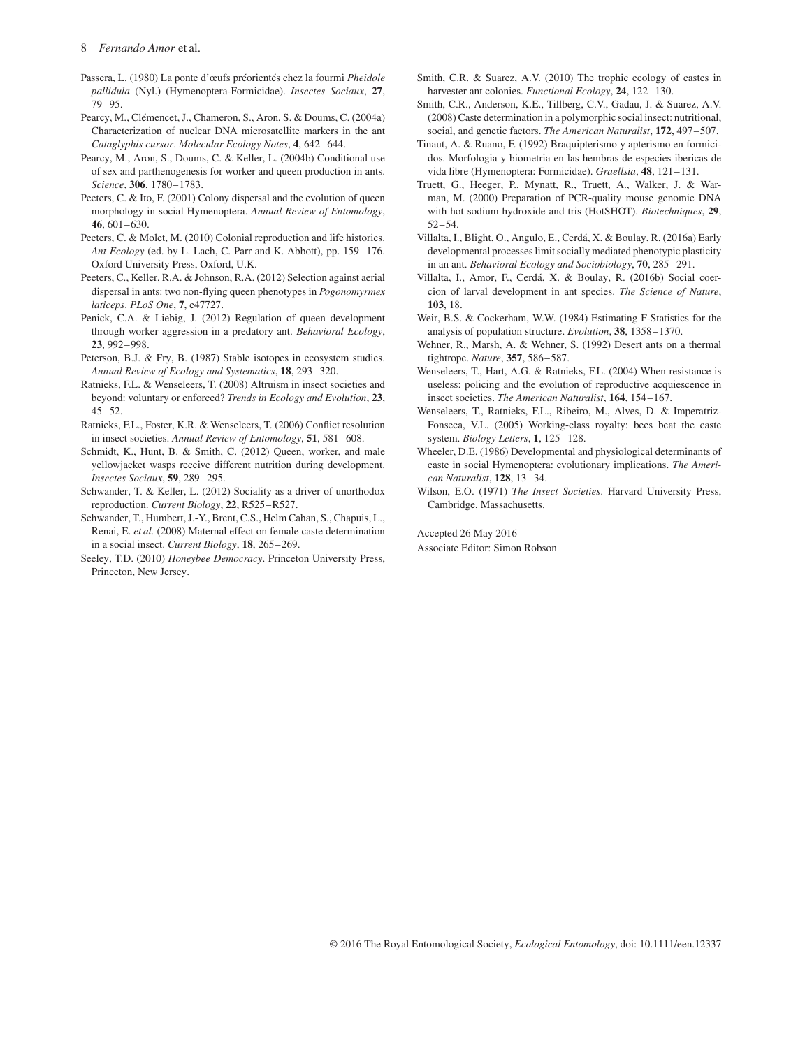Passera, L. (1980) La ponte d'œufs préorientés chez la fourmi *Pheidole pallidula* (Nyl.) (Hymenoptera-Formicidae). *Insectes Sociaux*, **27**, 79–95.

Pearcy, M., Clémencet, J., Chameron, S., Aron, S. & Doums, C. (2004a) Characterization of nuclear DNA microsatellite markers in the ant *Cataglyphis cursor*. *Molecular Ecology Notes*, **4**, 642–644.

Pearcy, M., Aron, S., Doums, C. & Keller, L. (2004b) Conditional use of sex and parthenogenesis for worker and queen production in ants. *Science*, **306**, 1780–1783.

Peeters, C. & Ito, F. (2001) Colony dispersal and the evolution of queen morphology in social Hymenoptera. *Annual Review of Entomology*, **46**, 601–630.

Peeters, C. & Molet, M. (2010) Colonial reproduction and life histories. *Ant Ecology* (ed. by L. Lach, C. Parr and K. Abbott), pp. 159–176. Oxford University Press, Oxford, U.K.

Peeters, C., Keller, R.A. & Johnson, R.A. (2012) Selection against aerial dispersal in ants: two non-flying queen phenotypes in *Pogonomyrmex laticeps*. *PLoS One*, **7**, e47727.

Penick, C.A. & Liebig, J. (2012) Regulation of queen development through worker aggression in a predatory ant. *Behavioral Ecology*, **23**, 992–998.

Peterson, B.J. & Fry, B. (1987) Stable isotopes in ecosystem studies. *Annual Review of Ecology and Systematics*, **18**, 293–320.

Ratnieks, F.L. & Wenseleers, T. (2008) Altruism in insect societies and beyond: voluntary or enforced? *Trends in Ecology and Evolution*, **23**, 45–52.

Ratnieks, F.L., Foster, K.R. & Wenseleers, T. (2006) Conflict resolution in insect societies. *Annual Review of Entomology*, **51**, 581–608.

Schmidt, K., Hunt, B. & Smith, C. (2012) Queen, worker, and male yellowjacket wasps receive different nutrition during development. *Insectes Sociaux*, **59**, 289–295.

Schwander, T. & Keller, L. (2012) Sociality as a driver of unorthodox reproduction. *Current Biology*, **22**, R525–R527.

Schwander, T., Humbert, J.-Y., Brent, C.S., Helm Cahan, S., Chapuis, L., Renai, E. *et al.* (2008) Maternal effect on female caste determination in a social insect. *Current Biology*, **18**, 265–269.

Seeley, T.D. (2010) *Honeybee Democracy*. Princeton University Press, Princeton, New Jersey.

Smith, C.R. & Suarez, A.V. (2010) The trophic ecology of castes in harvester ant colonies. *Functional Ecology*, **24**, 122–130.

Smith, C.R., Anderson, K.E., Tillberg, C.V., Gadau, J. & Suarez, A.V. (2008) Caste determination in a polymorphic social insect: nutritional, social, and genetic factors. *The American Naturalist*, **172**, 497–507.

Tinaut, A. & Ruano, F. (1992) Braquipterismo y apterismo en formicidos. Morfologia y biometria en las hembras de especies ibericas de vida libre (Hymenoptera: Formicidae). *Graellsia*, **48**, 121–131.

Truett, G., Heeger, P., Mynatt, R., Truett, A., Walker, J. & Warman, M. (2000) Preparation of PCR-quality mouse genomic DNA with hot sodium hydroxide and tris (HotSHOT). *Biotechniques*, **29**, 52–54.

Villalta, I., Blight, O., Angulo, E., Cerdá, X. & Boulay, R. (2016a) Early developmental processes limit socially mediated phenotypic plasticity in an ant. *Behavioral Ecology and Sociobiology*, **70**, 285–291.

Villalta, I., Amor, F., Cerdá, X. & Boulay, R. (2016b) Social coercion of larval development in ant species. *The Science of Nature*, **103**, 18.

Weir, B.S. & Cockerham, W.W. (1984) Estimating F-Statistics for the analysis of population structure. *Evolution*, **38**, 1358–1370.

Wehner, R., Marsh, A. & Wehner, S. (1992) Desert ants on a thermal tightrope. *Nature*, **357**, 586–587.

Wenseleers, T., Hart, A.G. & Ratnieks, F.L. (2004) When resistance is useless: policing and the evolution of reproductive acquiescence in insect societies. *The American Naturalist*, **164**, 154–167.

Wenseleers, T., Ratnieks, F.L., Ribeiro, M., Alves, D. & Imperatriz-Fonseca, V.L. (2005) Working-class royalty: bees beat the caste system. *Biology Letters*, **1**, 125–128.

Wheeler, D.E. (1986) Developmental and physiological determinants of caste in social Hymenoptera: evolutionary implications. *The American Naturalist*, **128**, 13–34.

Wilson, E.O. (1971) *The Insect Societies*. Harvard University Press, Cambridge, Massachusetts.

Accepted 26 May 2016
Associate Editor: Simon Robson